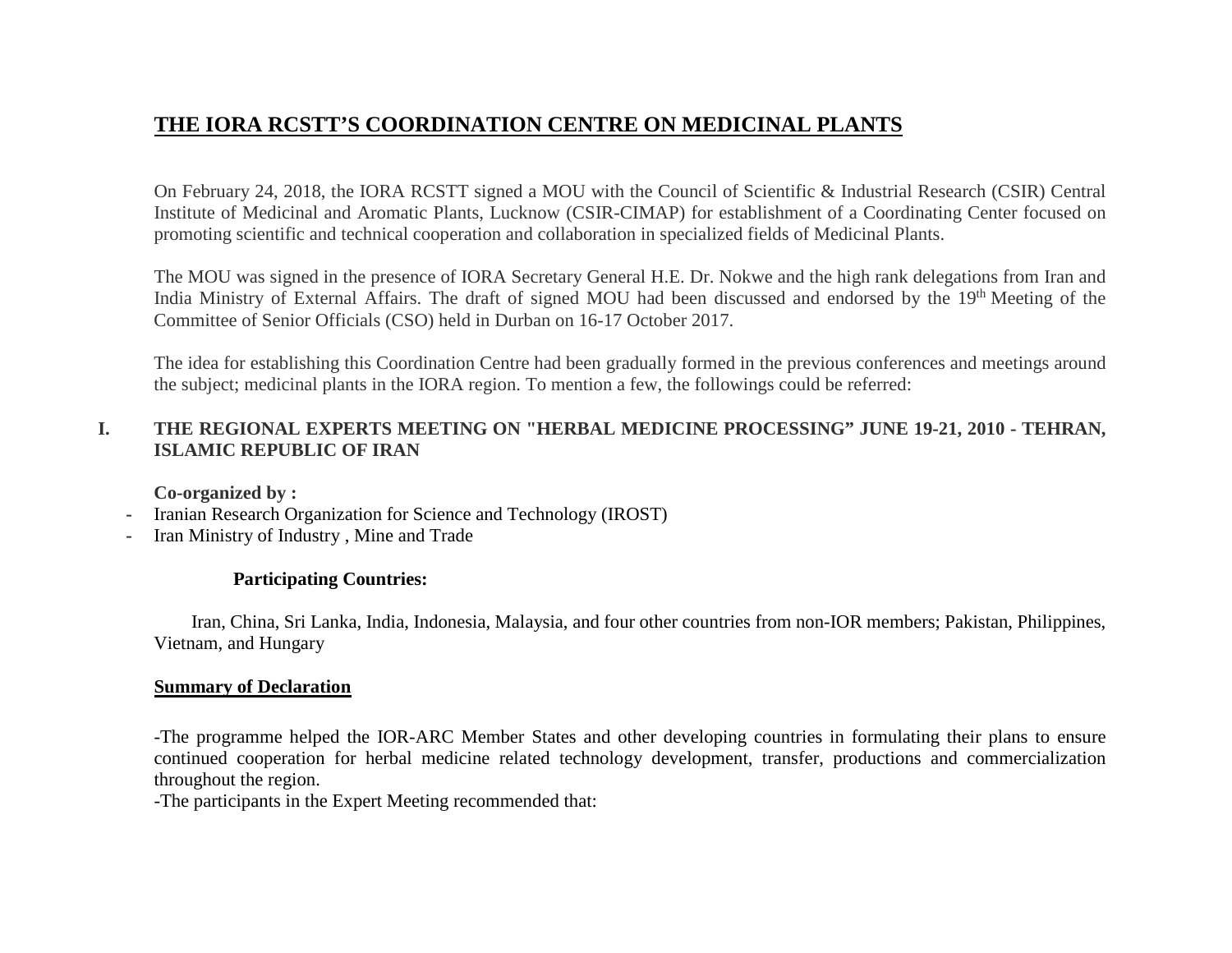# THE IORA RCSTT'S COORDINATION CENTRE ON MEDICINAL PLANTS

On February 24, 2018, the IORA RCSTT signed a MOU with the Council of Scientific & Industrial Research (CSIR) Central Institute of Medicinal and Aromatic Plants, Lucknow (CSIR-CIMAP) for establishment of a Coordinating Center focused on promoting scientific and technical cooperation and collaboration in specialized fields of Medicinal Plants.

The MOU was signed in the presence of IORA Secretary General H.E. Dr. Nokwe and the high rank delegations from Iran and India Ministry of External Affairs. The draft of signed MOU had been discussed and endorsed by the 19th Meeting of the Committee of Senior Officials (CSO) held in Durban on 16-17 October 2017.

The idea for establishing this Coordination Centre had been gradually formed in the previous conferences and meetings around the subject; medicinal plants in the IORA region. To mention a few, the followings could be referred:

## I. THE REGIONAL EXPERTS MEETING ON "HERBAL MEDICINE PROCESSING" JUNE 19-21, 2010 - TEHRAN, ISLAMIC REPUBLIC OF IRAN

**Co-organized by :**

- Iranian Research Organization for Science and Technology (IROST)
- Iran Ministry of Industry , Mine and Trade

**Participating Countries:**

Iran, China, Sri Lanka, India, Indonesia, Malaysia, and four other countries from non-IOR members; Pakistan, Philippines, Vietnam, and Hungary

**Summary of Declaration**

-The programme helped the IOR-ARC Member States and other developing countries in formulating their plans to ensure continued cooperation for herbal medicine related technology development, transfer, productions and commercialization throughout the region.

-The participants in the Expert Meeting recommended that: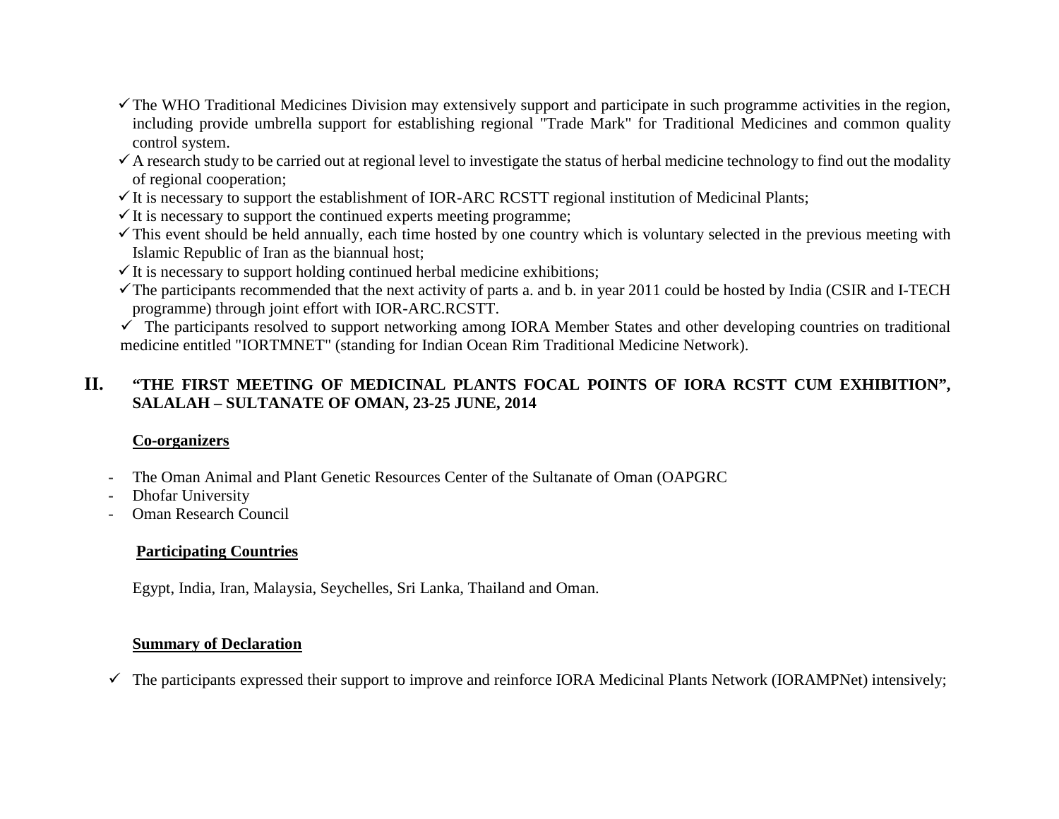- ✓ The WHO Traditional Medicines Division may extensively support and participate in such programme activities in the region, including provide umbrella support for establishing regional "Trade Mark" for Traditional Medicines and common quality control system.
- ✓ A research study to be carried out at regional level to investigate the status of herbal medicine technology to find out the modality of regional cooperation;
- ✓ It is necessary to support the establishment of IOR-ARC RCSTT regional institution of Medicinal Plants;
- ✓ It is necessary to support the continued experts meeting programme;
- ✓ This event should be held annually, each time hosted by one country which is voluntary selected in the previous meeting with Islamic Republic of Iran as the biannual host;
- ✓ It is necessary to support holding continued herbal medicine exhibitions;
- ✓ The participants recommended that the next activity of parts a. and b. in year 2011 could be hosted by India (CSIR and I-TECH programme) through joint effort with IOR-ARC.RCSTT.
- ✓ The participants resolved to support networking among IORA Member States and other developing countries on traditional medicine entitled "IORTMNET" (standing for Indian Ocean Rim Traditional Medicine Network).

## II. "THE FIRST MEETING OF MEDICINAL PLANTS FOCAL POINTS OF IORA RCSTT CUM EXHIBITION", SALALAH – SULTANATE OF OMAN, 23-25 JUNE, 2014

**Co-organizers**

- The Oman Animal and Plant Genetic Resources Center of the Sultanate of Oman (OAPGRC
- Dhofar University
- Oman Research Council

**Participating Countries**

Egypt, India, Iran, Malaysia, Seychelles, Sri Lanka, Thailand and Oman.

**Summary of Declaration**

- ✓ The participants expressed their support to improve and reinforce IORA Medicinal Plants Network (IORAMPNet) intensively;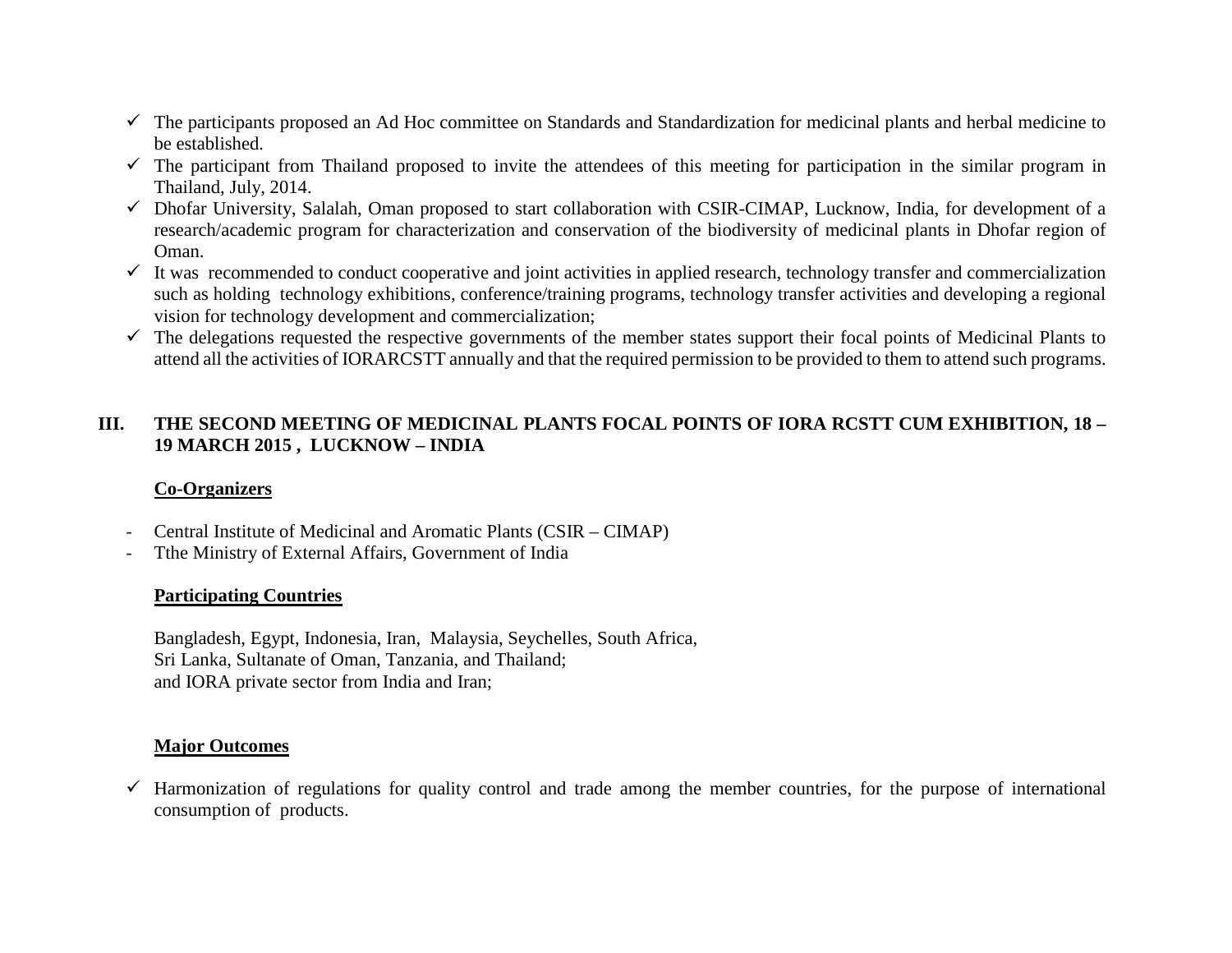- ✓ The participants proposed an Ad Hoc committee on Standards and Standardization for medicinal plants and herbal medicine to be established.
- ✓ The participant from Thailand proposed to invite the attendees of this meeting for participation in the similar program in Thailand, July, 2014.
- ✓ Dhofar University, Salalah, Oman proposed to start collaboration with CSIR-CIMAP, Lucknow, India, for development of a research/academic program for characterization and conservation of the biodiversity of medicinal plants in Dhofar region of Oman.
- ✓ It was recommended to conduct cooperative and joint activities in applied research, technology transfer and commercialization such as holding technology exhibitions, conference/training programs, technology transfer activities and developing a regional vision for technology development and commercialization;
- ✓ The delegations requested the respective governments of the member states support their focal points of Medicinal Plants to attend all the activities of IORARCSTT annually and that the required permission to be provided to them to attend such programs.

## III. THE SECOND MEETING OF MEDICINAL PLANTS FOCAL POINTS OF IORA RCSTT CUM EXHIBITION, 18 – 19 MARCH 2015 , LUCKNOW – INDIA

**Co-Organizers**

- Central Institute of Medicinal and Aromatic Plants (CSIR – CIMAP)
- Tthe Ministry of External Affairs, Government of India

**Participating Countries**

Bangladesh, Egypt, Indonesia, Iran, Malaysia, Seychelles, South Africa,
Sri Lanka, Sultanate of Oman, Tanzania, and Thailand;
and IORA private sector from India and Iran;

**Major Outcomes**

- ✓ Harmonization of regulations for quality control and trade among the member countries, for the purpose of international consumption of products.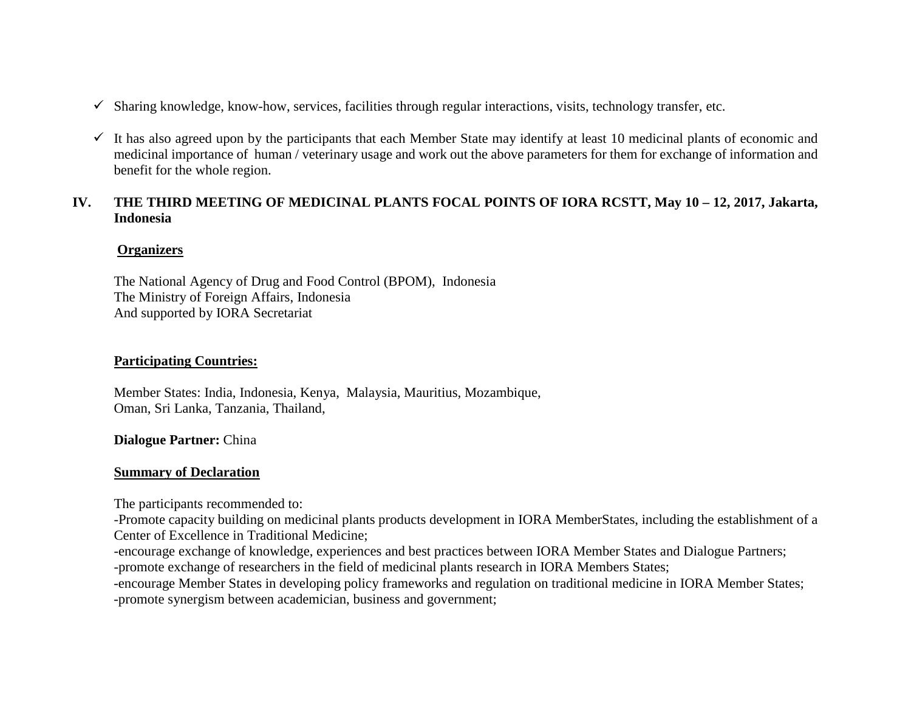- ✓ Sharing knowledge, know-how, services, facilities through regular interactions, visits, technology transfer, etc.

- ✓ It has also agreed upon by the participants that each Member State may identify at least 10 medicinal plants of economic and medicinal importance of human / veterinary usage and work out the above parameters for them for exchange of information and benefit for the whole region.

## IV. THE THIRD MEETING OF MEDICINAL PLANTS FOCAL POINTS OF IORA RCSTT, May 10 – 12, 2017, Jakarta, Indonesia

**Organizers**

The National Agency of Drug and Food Control (BPOM), Indonesia
The Ministry of Foreign Affairs, Indonesia
And supported by IORA Secretariat

**Participating Countries:**

Member States: India, Indonesia, Kenya, Malaysia, Mauritius, Mozambique,
Oman, Sri Lanka, Tanzania, Thailand,

**Dialogue Partner:** China

**Summary of Declaration**

The participants recommended to:
-Promote capacity building on medicinal plants products development in IORA MemberStates, including the establishment of a Center of Excellence in Traditional Medicine;
-encourage exchange of knowledge, experiences and best practices between IORA Member States and Dialogue Partners;
-promote exchange of researchers in the field of medicinal plants research in IORA Members States;
-encourage Member States in developing policy frameworks and regulation on traditional medicine in IORA Member States;
-promote synergism between academician, business and government;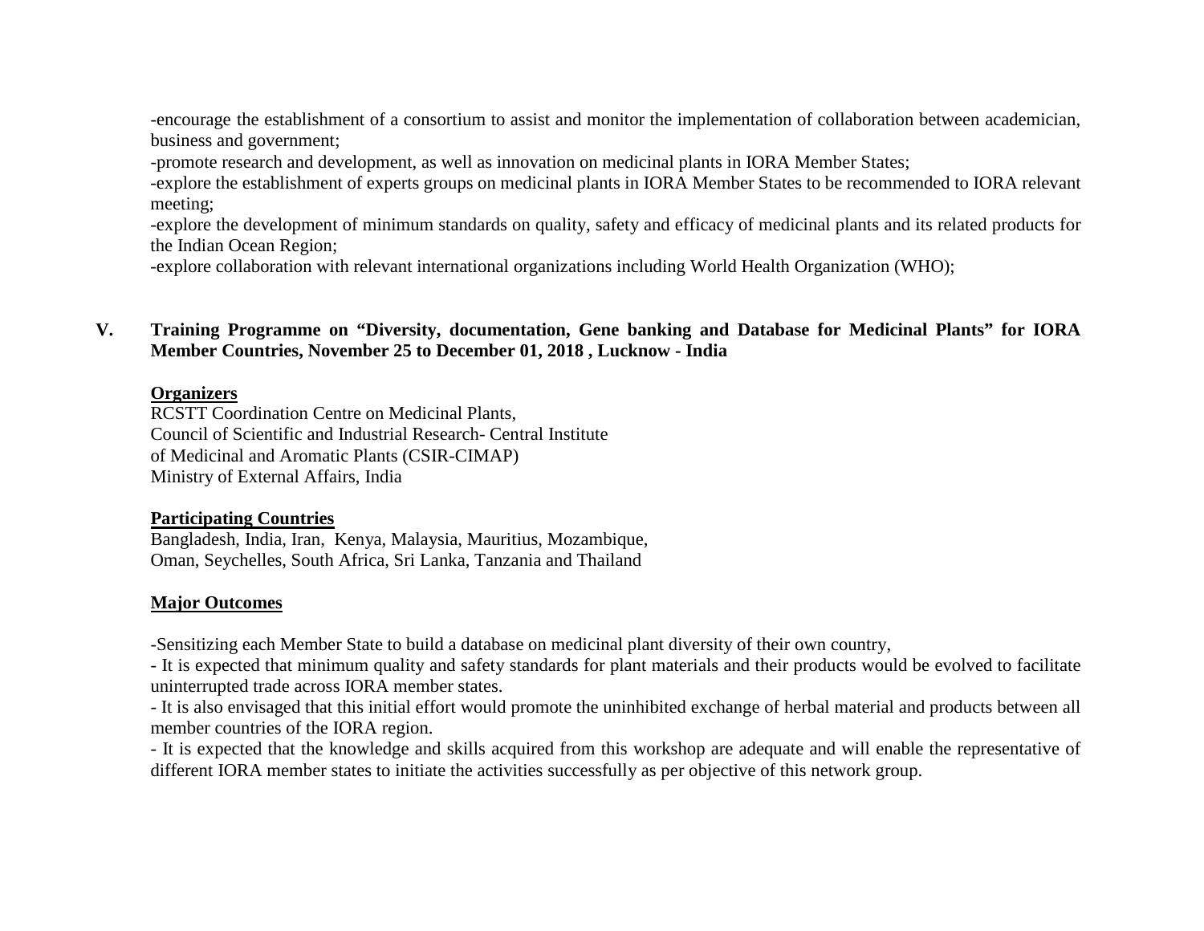-encourage the establishment of a consortium to assist and monitor the implementation of collaboration between academician, business and government;

-promote research and development, as well as innovation on medicinal plants in IORA Member States;

-explore the establishment of experts groups on medicinal plants in IORA Member States to be recommended to IORA relevant meeting;

-explore the development of minimum standards on quality, safety and efficacy of medicinal plants and its related products for the Indian Ocean Region;

-explore collaboration with relevant international organizations including World Health Organization (WHO);

## V. Training Programme on "Diversity, documentation, Gene banking and Database for Medicinal Plants" for IORA Member Countries, November 25 to December 01, 2018 , Lucknow - India

**Organizers**

RCSTT Coordination Centre on Medicinal Plants,
Council of Scientific and Industrial Research- Central Institute of Medicinal and Aromatic Plants (CSIR-CIMAP)
Ministry of External Affairs, India

**Participating Countries**

Bangladesh, India, Iran, Kenya, Malaysia, Mauritius, Mozambique, Oman, Seychelles, South Africa, Sri Lanka, Tanzania and Thailand

**Major Outcomes**

-Sensitizing each Member State to build a database on medicinal plant diversity of their own country,

- It is expected that minimum quality and safety standards for plant materials and their products would be evolved to facilitate uninterrupted trade across IORA member states.

- It is also envisaged that this initial effort would promote the uninhibited exchange of herbal material and products between all member countries of the IORA region.

- It is expected that the knowledge and skills acquired from this workshop are adequate and will enable the representative of different IORA member states to initiate the activities successfully as per objective of this network group.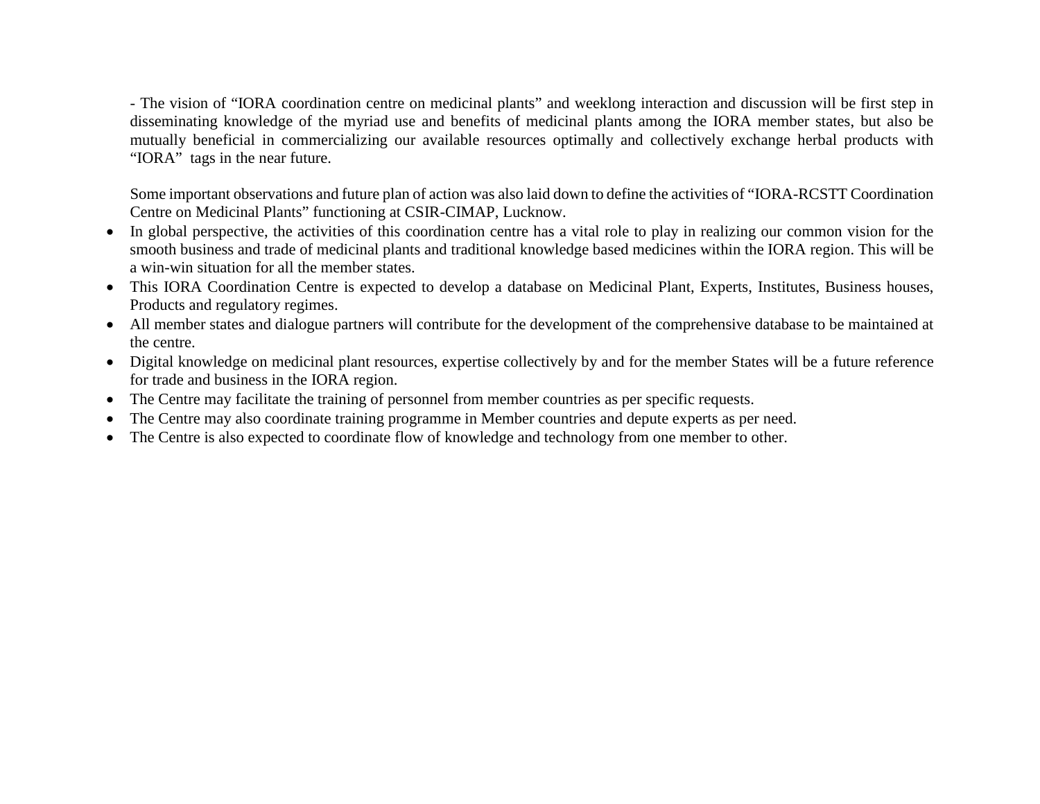- The vision of "IORA coordination centre on medicinal plants" and weeklong interaction and discussion will be first step in disseminating knowledge of the myriad use and benefits of medicinal plants among the IORA member states, but also be mutually beneficial in commercializing our available resources optimally and collectively exchange herbal products with "IORA" tags in the near future.

Some important observations and future plan of action was also laid down to define the activities of "IORA-RCSTT Coordination Centre on Medicinal Plants" functioning at CSIR-CIMAP, Lucknow.

- In global perspective, the activities of this coordination centre has a vital role to play in realizing our common vision for the smooth business and trade of medicinal plants and traditional knowledge based medicines within the IORA region. This will be a win-win situation for all the member states.
- This IORA Coordination Centre is expected to develop a database on Medicinal Plant, Experts, Institutes, Business houses, Products and regulatory regimes.
- All member states and dialogue partners will contribute for the development of the comprehensive database to be maintained at the centre.
- Digital knowledge on medicinal plant resources, expertise collectively by and for the member States will be a future reference for trade and business in the IORA region.
- The Centre may facilitate the training of personnel from member countries as per specific requests.
- The Centre may also coordinate training programme in Member countries and depute experts as per need.
- The Centre is also expected to coordinate flow of knowledge and technology from one member to other.